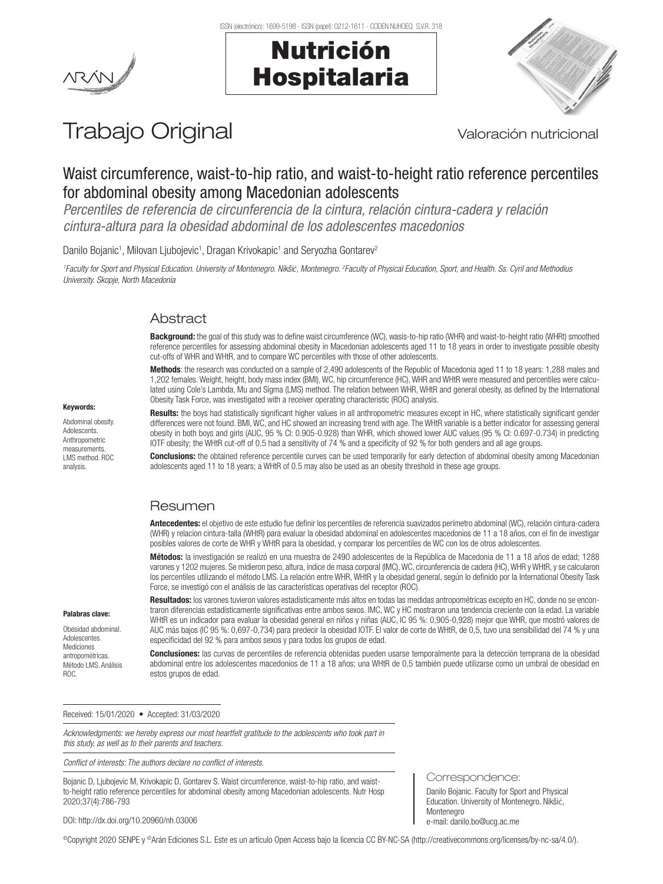# Trabajo Original

Valoración nutricional

## Waist circumference, waist-to-hip ratio, and waist-to-height ratio reference percentiles for abdominal obesity among Macedonian adolescents

*Percentiles de referencia de circunferencia de la cintura, relación cintura-cadera y relación cintura-altura para la obesidad abdominal de los adolescentes macedonios*

Danilo Bojanic[1], Milovan Ljubojevic[1], Dragan Krivokapic[1] and Seryozha Gontarev[2]

*[1]Faculty for Sport and Physical Education. University of Montenegro. Nikšić, Montenegro. [2]Faculty of Physical Education, Sport, and Health. Ss. Cyril and Methodius University. Skopje, North Macedonia*

### Abstract

**Background:** the goal of this study was to define waist circumference (WC), wasis-to-hip ratio (WHR) and waist-to-height ratio (WHtR) smoothed reference percentiles for assessing abdominal obesity in Macedonian adolescents aged 11 to 18 years in order to investigate possible obesity cut-offs of WHR and WHtR, and to compare WC percentiles with those of other adolescents.

**Methods**: the research was conducted on a sample of 2,490 adolescents of the Republic of Macedonia aged 11 to 18 years: 1,288 males and 1,202 females. Weight, height, body mass index (BMI), WC, hip circumference (HC), WHR and WHtR were measured and percentiles were calculated using Cole's Lambda, Mu and Sigma (LMS) method. The relation between WHR, WHtR and general obesity, as defined by the International Obesity Task Force, was investigated with a receiver operating characteristic (ROC) analysis.

**Results:** the boys had statistically significant higher values in all anthropometric measures except in HC, where statistically significant gender differences were not found. BMI, WC, and HC showed an increasing trend with age. The WHtR variable is a better indicator for assessing general obesity in both boys and girls (AUC, 95 % CI: 0.905-0.928) than WHR, which showed lower AUC values (95 % CI: 0.697-0.734) in predicting IOTF obesity; the WHtR cut-off of 0.5 had a sensitivity of 74 % and a specificity of 92 % for both genders and all age groups.

**Conclusions:** the obtained reference percentile curves can be used temporarily for early detection of abdominal obesity among Macedonian adolescents aged 11 to 18 years; a WHtR of 0.5 may also be used as an obesity threshold in these age groups.

**Keywords:**

Abdominal obesity. Adolescents. Anthropometric measurements. LMS method. ROC analysis.

### Resumen

**Antecedentes:** el objetivo de este estudio fue definir los percentiles de referencia suavizados perímetro abdominal (WC), relación cintura-cadera (WHR) y relacion cintura-talla (WHtR) para evaluar la obesidad abdominal en adolescentes macedonios de 11 a 18 años, con el fin de investigar posibles valores de corte de WHR y WHtR para la obesidad, y comparar los percentiles de WC con los de otros adolescentes.

**Métodos:** la investigación se realizó en una muestra de 2490 adolescentes de la República de Macedonia de 11 a 18 años de edad; 1288 varones y 1202 mujeres. Se midieron peso, altura, índice de masa corporal (IMC), WC, circunferencia de cadera (HC), WHR y WHtR, y se calcularon los percentiles utilizando el método LMS. La relación entre WHR, WHtR y la obesidad general, según lo definido por la International Obesity Task Force, se investigó con el análisis de las características operativas del receptor (ROC).

**Resultados:** los varones tuvieron valores estadísticamente más altos en todas las medidas antropométricas excepto en HC, donde no se encontraron diferencias estadísticamente significativas entre ambos sexos. IMC, WC y HC mostraron una tendencia creciente con la edad. La variable WHtR es un indicador para evaluar la obesidad general en niños y niñas (AUC, IC 95 %: 0,905-0,928) mejor que WHR, que mostró valores de AUC más bajos (IC 95 %: 0,697-0,734) para predecir la obesidad IOTF. El valor de corte de WHtR, de 0,5, tuvo una sensibilidad del 74 % y una especificidad del 92 % para ambos sexos y para todos los grupos de edad.

**Conclusiones:** las curvas de percentiles de referencia obtenidas pueden usarse temporalmente para la detección temprana de la obesidad abdominal entre los adolescentes macedonios de 11 a 18 años; una WHtR de 0,5 también puede utilizarse como un umbral de obesidad en estos grupos de edad.

**Palabras clave:**

Obesidad abdominal. Adolescentes. Mediciones antropométricas. Método LMS. Análisis ROC.

Received: 15/01/2020 • Accepted: 31/03/2020

*Acknowledgments: we hereby express our most heartfelt gratitude to the adolescents who took part in this study, as well as to their parents and teachers.*

*Conflict of interests: The authors declare no conflict of interests.*

Bojanic D, Ljubojevic M, Krivokapic D, Gontarev S. Waist circumference, waist-to-hip ratio, and waist-to-height ratio reference percentiles for abdominal obesity among Macedonian adolescents. Nutr Hosp 2020;37(4):786-793

DOI: http://dx.doi.org/10.20960/nh.03006

Correspondence:

Danilo Bojanic. Faculty for Sport and Physical Education. University of Montenegro. Nikšić, Montenegro
e-mail: danilo.bo@ucg.ac.me

©Copyright 2020 SENPE y ©Arán Ediciones S.L. Este es un artículo Open Access bajo la licencia CC BY-NC-SA (http://creativecommons.org/licenses/by-nc-sa/4.0/).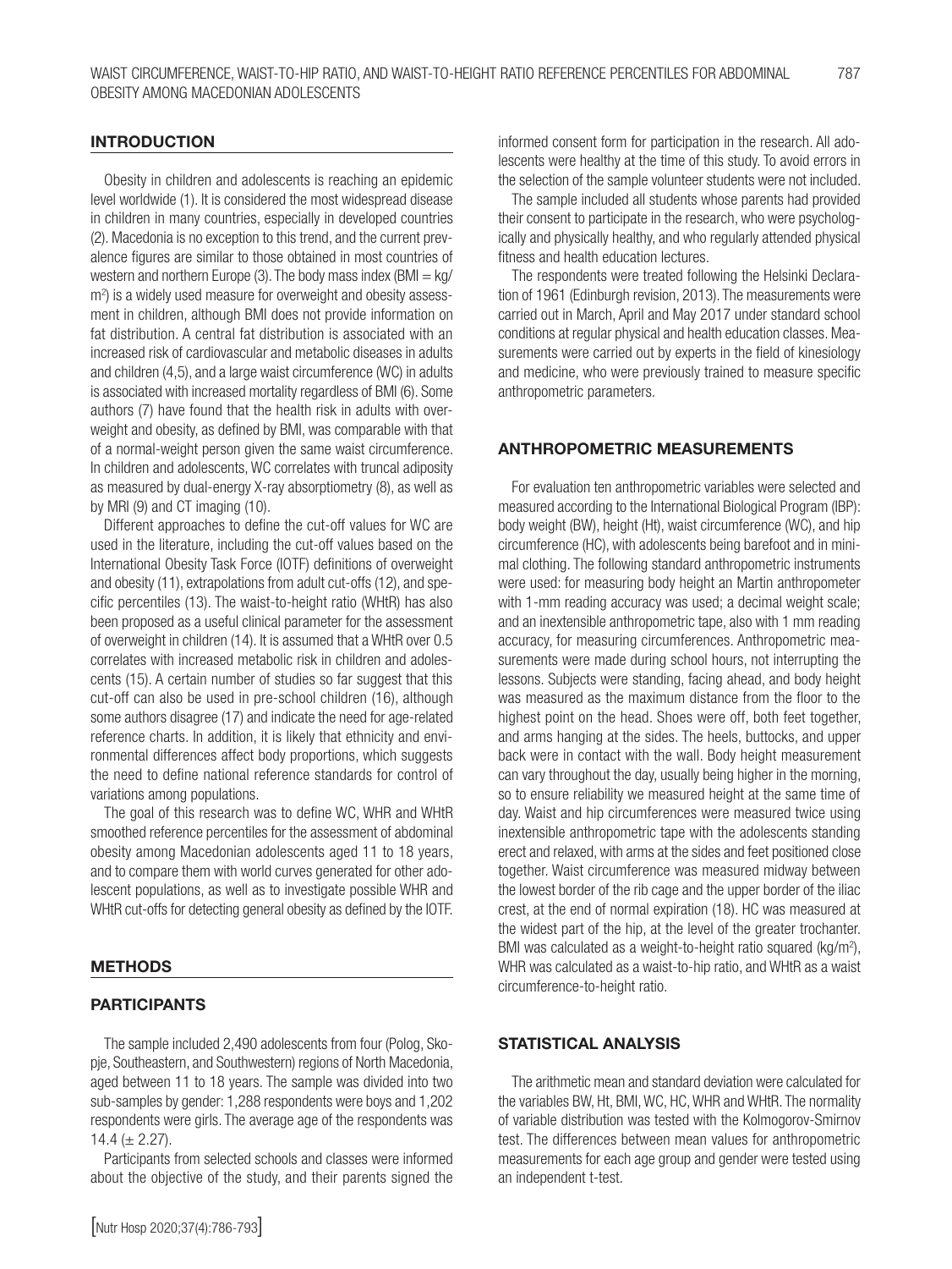## INTRODUCTION

Obesity in children and adolescents is reaching an epidemic level worldwide (1). It is considered the most widespread disease in children in many countries, especially in developed countries (2). Macedonia is no exception to this trend, and the current prevalence figures are similar to those obtained in most countries of western and northern Europe (3). The body mass index (BMI = kg/m$^2$) is a widely used measure for overweight and obesity assessment in children, although BMI does not provide information on fat distribution. A central fat distribution is associated with an increased risk of cardiovascular and metabolic diseases in adults and children (4,5), and a large waist circumference (WC) in adults is associated with increased mortality regardless of BMI (6). Some authors (7) have found that the health risk in adults with overweight and obesity, as defined by BMI, was comparable with that of a normal-weight person given the same waist circumference. In children and adolescents, WC correlates with truncal adiposity as measured by dual-energy X-ray absorptiometry (8), as well as by MRI (9) and CT imaging (10).

Different approaches to define the cut-off values for WC are used in the literature, including the cut-off values based on the International Obesity Task Force (IOTF) definitions of overweight and obesity (11), extrapolations from adult cut-offs (12), and specific percentiles (13). The waist-to-height ratio (WHtR) has also been proposed as a useful clinical parameter for the assessment of overweight in children (14). It is assumed that a WHtR over 0.5 correlates with increased metabolic risk in children and adolescents (15). A certain number of studies so far suggest that this cut-off can also be used in pre-school children (16), although some authors disagree (17) and indicate the need for age-related reference charts. In addition, it is likely that ethnicity and environmental differences affect body proportions, which suggests the need to define national reference standards for control of variations among populations.

The goal of this research was to define WC, WHR and WHtR smoothed reference percentiles for the assessment of abdominal obesity among Macedonian adolescents aged 11 to 18 years, and to compare them with world curves generated for other adolescent populations, as well as to investigate possible WHR and WHtR cut-offs for detecting general obesity as defined by the IOTF.

## METHODS

### PARTICIPANTS

The sample included 2,490 adolescents from four (Polog, Skopje, Southeastern, and Southwestern) regions of North Macedonia, aged between 11 to 18 years. The sample was divided into two sub-samples by gender: 1,288 respondents were boys and 1,202 respondents were girls. The average age of the respondents was 14.4 (± 2.27).

Participants from selected schools and classes were informed about the objective of the study, and their parents signed the informed consent form for participation in the research. All adolescents were healthy at the time of this study. To avoid errors in the selection of the sample volunteer students were not included.

The sample included all students whose parents had provided their consent to participate in the research, who were psychologically and physically healthy, and who regularly attended physical fitness and health education lectures.

The respondents were treated following the Helsinki Declaration of 1961 (Edinburgh revision, 2013). The measurements were carried out in March, April and May 2017 under standard school conditions at regular physical and health education classes. Measurements were carried out by experts in the field of kinesiology and medicine, who were previously trained to measure specific anthropometric parameters.

### ANTHROPOMETRIC MEASUREMENTS

For evaluation ten anthropometric variables were selected and measured according to the International Biological Program (IBP): body weight (BW), height (Ht), waist circumference (WC), and hip circumference (HC), with adolescents being barefoot and in minimal clothing. The following standard anthropometric instruments were used: for measuring body height an Martin anthropometer with 1-mm reading accuracy was used; a decimal weight scale; and an inextensible anthropometric tape, also with 1 mm reading accuracy, for measuring circumferences. Anthropometric measurements were made during school hours, not interrupting the lessons. Subjects were standing, facing ahead, and body height was measured as the maximum distance from the floor to the highest point on the head. Shoes were off, both feet together, and arms hanging at the sides. The heels, buttocks, and upper back were in contact with the wall. Body height measurement can vary throughout the day, usually being higher in the morning, so to ensure reliability we measured height at the same time of day. Waist and hip circumferences were measured twice using inextensible anthropometric tape with the adolescents standing erect and relaxed, with arms at the sides and feet positioned close together. Waist circumference was measured midway between the lowest border of the rib cage and the upper border of the iliac crest, at the end of normal expiration (18). HC was measured at the widest part of the hip, at the level of the greater trochanter. BMI was calculated as a weight-to-height ratio squared (kg/m$^2$), WHR was calculated as a waist-to-hip ratio, and WHtR as a waist circumference-to-height ratio.

### STATISTICAL ANALYSIS

The arithmetic mean and standard deviation were calculated for the variables BW, Ht, BMI, WC, HC, WHR and WHtR. The normality of variable distribution was tested with the Kolmogorov-Smirnov test. The differences between mean values for anthropometric measurements for each age group and gender were tested using an independent t-test.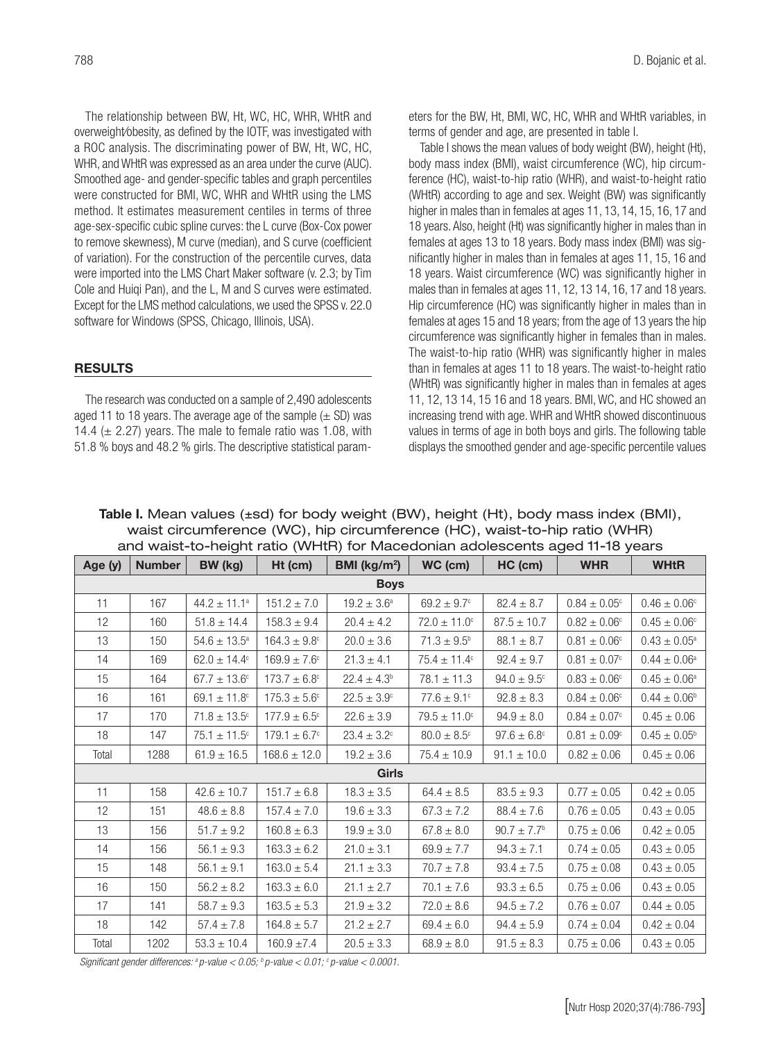The relationship between BW, Ht, WC, HC, WHR, WHtR and overweight/obesity, as defined by the IOTF, was investigated with a ROC analysis. The discriminating power of BW, Ht, WC, HC, WHR, and WHtR was expressed as an area under the curve (AUC). Smoothed age- and gender-specific tables and graph percentiles were constructed for BMI, WC, WHR and WHtR using the LMS method. It estimates measurement centiles in terms of three age-sex-specific cubic spline curves: the L curve (Box-Cox power to remove skewness), M curve (median), and S curve (coefficient of variation). For the construction of the percentile curves, data were imported into the LMS Chart Maker software (v. 2.3; by Tim Cole and Huiqi Pan), and the L, M and S curves were estimated. Except for the LMS method calculations, we used the SPSS v. 22.0 software for Windows (SPSS, Chicago, Illinois, USA).

## RESULTS

The research was conducted on a sample of 2,490 adolescents aged 11 to 18 years. The average age of the sample (± SD) was 14.4 (± 2.27) years. The male to female ratio was 1.08, with 51.8 % boys and 48.2 % girls. The descriptive statistical parameters for the BW, Ht, BMI, WC, HC, WHR and WHtR variables, in terms of gender and age, are presented in table I.

Table I shows the mean values of body weight (BW), height (Ht), body mass index (BMI), waist circumference (WC), hip circumference (HC), waist-to-hip ratio (WHR), and waist-to-height ratio (WHtR) according to age and sex. Weight (BW) was significantly higher in males than in females at ages 11, 13, 14, 15, 16, 17 and 18 years. Also, height (Ht) was significantly higher in males than in females at ages 13 to 18 years. Body mass index (BMI) was significantly higher in males than in females at ages 11, 15, 16 and 18 years. Waist circumference (WC) was significantly higher in males than in females at ages 11, 12, 13 14, 16, 17 and 18 years. Hip circumference (HC) was significantly higher in males than in females at ages 15 and 18 years; from the age of 13 years the hip circumference was significantly higher in females than in males. The waist-to-hip ratio (WHR) was significantly higher in males than in females at ages 11 to 18 years. The waist-to-height ratio (WHtR) was significantly higher in males than in females at ages 11, 12, 13 14, 15 16 and 18 years. BMI, WC, and HC showed an increasing trend with age. WHR and WHtR showed discontinuous values in terms of age in both boys and girls. The following table displays the smoothed gender and age-specific percentile values

**Table I.** Mean values (±sd) for body weight (BW), height (Ht), body mass index (BMI), waist circumference (WC), hip circumference (HC), waist-to-hip ratio (WHR) and waist-to-height ratio (WHtR) for Macedonian adolescents aged 11-18 years

| Age (y) | Number | BW (kg) | Ht (cm) | BMI (kg/m$^2$) | WC (cm) | HC (cm) | WHR | WHtR |
|---|---|---|---|---|---|---|---|---|
| **Boys** | | | | | | | | |
| 11 | 167 | 44.2 ± 11.1[a] | 151.2 ± 7.0 | 19.2 ± 3.6[a] | 69.2 ± 9.7[c] | 82.4 ± 8.7 | 0.84 ± 0.05[c] | 0.46 ± 0.06[c] |
| 12 | 160 | 51.8 ± 14.4 | 158.3 ± 9.4 | 20.4 ± 4.2 | 72.0 ± 11.0[c] | 87.5 ± 10.7 | 0.82 ± 0.06[c] | 0.45 ± 0.06[c] |
| 13 | 150 | 54.6 ± 13.5[a] | 164.3 ± 9.8[c] | 20.0 ± 3.6 | 71.3 ± 9.5[b] | 88.1 ± 8.7 | 0.81 ± 0.06[c] | 0.43 ± 0.05[a] |
| 14 | 169 | 62.0 ± 14.4[c] | 169.9 ± 7.6[c] | 21.3 ± 4.1 | 75.4 ± 11.4[c] | 92.4 ± 9.7 | 0.81 ± 0.07[c] | 0.44 ± 0.06[a] |
| 15 | 164 | 67.7 ± 13.6[c] | 173.7 ± 6.8[c] | 22.4 ± 4.3[b] | 78.1 ± 11.3 | 94.0 ± 9.5[c] | 0.83 ± 0.06[c] | 0.45 ± 0.06[a] |
| 16 | 161 | 69.1 ± 11.8[c] | 175.3 ± 5.6[c] | 22.5 ± 3.9[c] | 77.6 ± 9.1[c] | 92.8 ± 8.3 | 0.84 ± 0.06[c] | 0.44 ± 0.06[b] |
| 17 | 170 | 71.8 ± 13.5[c] | 177.9 ± 6.5[c] | 22.6 ± 3.9 | 79.5 ± 11.0[c] | 94.9 ± 8.0 | 0.84 ± 0.07[c] | 0.45 ± 0.06 |
| 18 | 147 | 75.1 ± 11.5[c] | 179.1 ± 6.7[c] | 23.4 ± 3.2[c] | 80.0 ± 8.5[c] | 97.6 ± 6.8[c] | 0.81 ± 0.09[c] | 0.45 ± 0.05[b] |
| Total | 1288 | 61.9 ± 16.5 | 168.6 ± 12.0 | 19.2 ± 3.6 | 75.4 ± 10.9 | 91.1 ± 10.0 | 0.82 ± 0.06 | 0.45 ± 0.06 |
| **Girls** | | | | | | | | |
| 11 | 158 | 42.6 ± 10.7 | 151.7 ± 6.8 | 18.3 ± 3.5 | 64.4 ± 8.5 | 83.5 ± 9.3 | 0.77 ± 0.05 | 0.42 ± 0.05 |
| 12 | 151 | 48.6 ± 8.8 | 157.4 ± 7.0 | 19.6 ± 3.3 | 67.3 ± 7.2 | 88.4 ± 7.6 | 0.76 ± 0.05 | 0.43 ± 0.05 |
| 13 | 156 | 51.7 ± 9.2 | 160.8 ± 6.3 | 19.9 ± 3.0 | 67.8 ± 8.0 | 90.7 ± 7.7[b] | 0.75 ± 0.06 | 0.42 ± 0.05 |
| 14 | 156 | 56.1 ± 9.3 | 163.3 ± 6.2 | 21.0 ± 3.1 | 69.9 ± 7.7 | 94.3 ± 7.1 | 0.74 ± 0.05 | 0.43 ± 0.05 |
| 15 | 148 | 56.1 ± 9.1 | 163.0 ± 5.4 | 21.1 ± 3.3 | 70.7 ± 7.8 | 93.4 ± 7.5 | 0.75 ± 0.08 | 0.43 ± 0.05 |
| 16 | 150 | 56.2 ± 8.2 | 163.3 ± 6.0 | 21.1 ± 2.7 | 70.1 ± 7.6 | 93.3 ± 6.5 | 0.75 ± 0.06 | 0.43 ± 0.05 |
| 17 | 141 | 58.7 ± 9.3 | 163.5 ± 5.3 | 21.9 ± 3.2 | 72.0 ± 8.6 | 94.5 ± 7.2 | 0.76 ± 0.07 | 0.44 ± 0.05 |
| 18 | 142 | 57.4 ± 7.8 | 164.8 ± 5.7 | 21.2 ± 2.7 | 69.4 ± 6.0 | 94.4 ± 5.9 | 0.74 ± 0.04 | 0.42 ± 0.04 |
| Total | 1202 | 53.3 ± 10.4 | 160.9 ±7.4 | 20.5 ± 3.3 | 68.9 ± 8.0 | 91.5 ± 8.3 | 0.75 ± 0.06 | 0.43 ± 0.05 |

*Significant gender differences: [a] p-value < 0.05; [b] p-value < 0.01; [c] p-value < 0.0001.*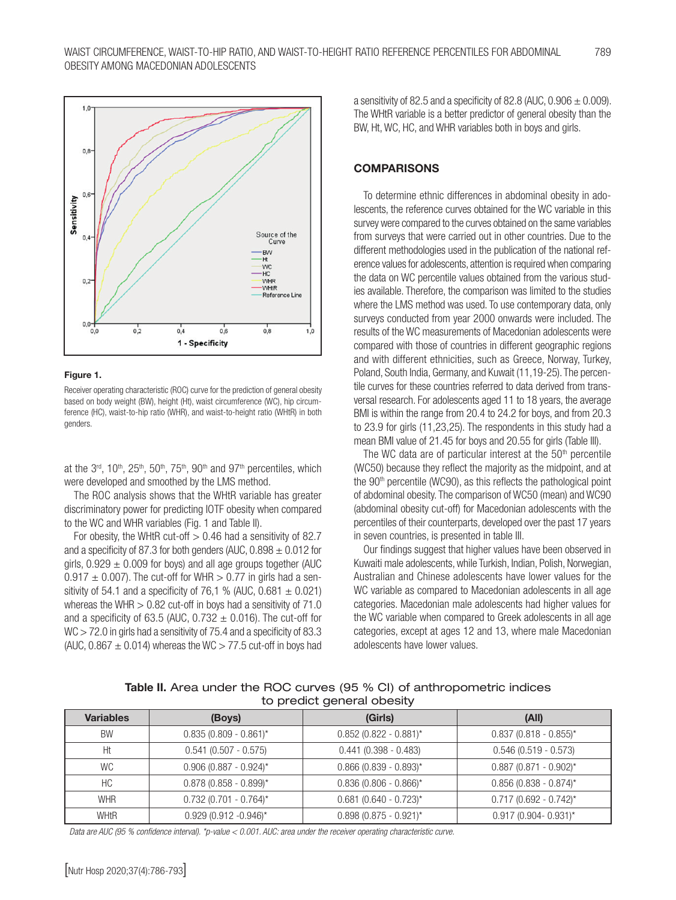**Figure 1.**

Receiver operating characteristic (ROC) curve for the prediction of general obesity based on body weight (BW), height (Ht), waist circumference (WC), hip circumference (HC), waist-to-hip ratio (WHR), and waist-to-height ratio (WHtR) in both genders.

at the 3rd, 10th, 25th, 50th, 75th, 90th and 97th percentiles, which were developed and smoothed by the LMS method.

The ROC analysis shows that the WHtR variable has greater discriminatory power for predicting IOTF obesity when compared to the WC and WHR variables (Fig. 1 and Table II).

For obesity, the WHtR cut-off > 0.46 had a sensitivity of 82.7 and a specificity of 87.3 for both genders (AUC, 0.898 ± 0.012 for girls, 0.929 ± 0.009 for boys) and all age groups together (AUC 0.917 ± 0.007). The cut-off for WHR > 0.77 in girls had a sensitivity of 54.1 and a specificity of 76,1 % (AUC, 0.681 ± 0.021) whereas the WHR > 0.82 cut-off in boys had a sensitivity of 71.0 and a specificity of 63.5 (AUC, 0.732 ± 0.016). The cut-off for WC > 72.0 in girls had a sensitivity of 75.4 and a specificity of 83.3 (AUC, 0.867 ± 0.014) whereas the WC > 77.5 cut-off in boys had a sensitivity of 82.5 and a specificity of 82.8 (AUC, 0.906 ± 0.009). The WHtR variable is a better predictor of general obesity than the BW, Ht, WC, HC, and WHR variables both in boys and girls.

## COMPARISONS

To determine ethnic differences in abdominal obesity in adolescents, the reference curves obtained for the WC variable in this survey were compared to the curves obtained on the same variables from surveys that were carried out in other countries. Due to the different methodologies used in the publication of the national reference values for adolescents, attention is required when comparing the data on WC percentile values obtained from the various studies available. Therefore, the comparison was limited to the studies where the LMS method was used. To use contemporary data, only surveys conducted from year 2000 onwards were included. The results of the WC measurements of Macedonian adolescents were compared with those of countries in different geographic regions and with different ethnicities, such as Greece, Norway, Turkey, Poland, South India, Germany, and Kuwait (11,19-25). The percentile curves for these countries referred to data derived from transversal research. For adolescents aged 11 to 18 years, the average BMI is within the range from 20.4 to 24.2 for boys, and from 20.3 to 23.9 for girls (11,23,25). The respondents in this study had a mean BMI value of 21.45 for boys and 20.55 for girls (Table III).

The WC data are of particular interest at the 50th percentile (WC50) because they reflect the majority as the midpoint, and at the 90th percentile (WC90), as this reflects the pathological point of abdominal obesity. The comparison of WC50 (mean) and WC90 (abdominal obesity cut-off) for Macedonian adolescents with the percentiles of their counterparts, developed over the past 17 years in seven countries, is presented in table III.

Our findings suggest that higher values have been observed in Kuwaiti male adolescents, while Turkish, Indian, Polish, Norwegian, Australian and Chinese adolescents have lower values for the WC variable as compared to Macedonian adolescents in all age categories. Macedonian male adolescents had higher values for the WC variable when compared to Greek adolescents in all age categories, except at ages 12 and 13, where male Macedonian adolescents have lower values.

**Table II.** Area under the ROC curves (95 % CI) of anthropometric indices to predict general obesity

| Variables | (Boys) | (Girls) | (All) |
|---|---|---|---|
| BW | 0.835 (0.809 - 0.861)* | 0.852 (0.822 - 0.881)* | 0.837 (0.818 - 0.855)* |
| Ht | 0.541 (0.507 - 0.575) | 0.441 (0.398 - 0.483) | 0.546 (0.519 - 0.573) |
| WC | 0.906 (0.887 - 0.924)* | 0.866 (0.839 - 0.893)* | 0.887 (0.871 - 0.902)* |
| HC | 0.878 (0.858 - 0.899)* | 0.836 (0.806 - 0.866)* | 0.856 (0.838 - 0.874)* |
| WHR | 0.732 (0.701 - 0.764)* | 0.681 (0.640 - 0.723)* | 0.717 (0.692 - 0.742)* |
| WHtR | 0.929 (0.912 -0.946)* | 0.898 (0.875 - 0.921)* | 0.917 (0.904- 0.931)* |

*Data are AUC (95 % confidence interval). \*p-value < 0.001. AUC: area under the receiver operating characteristic curve.*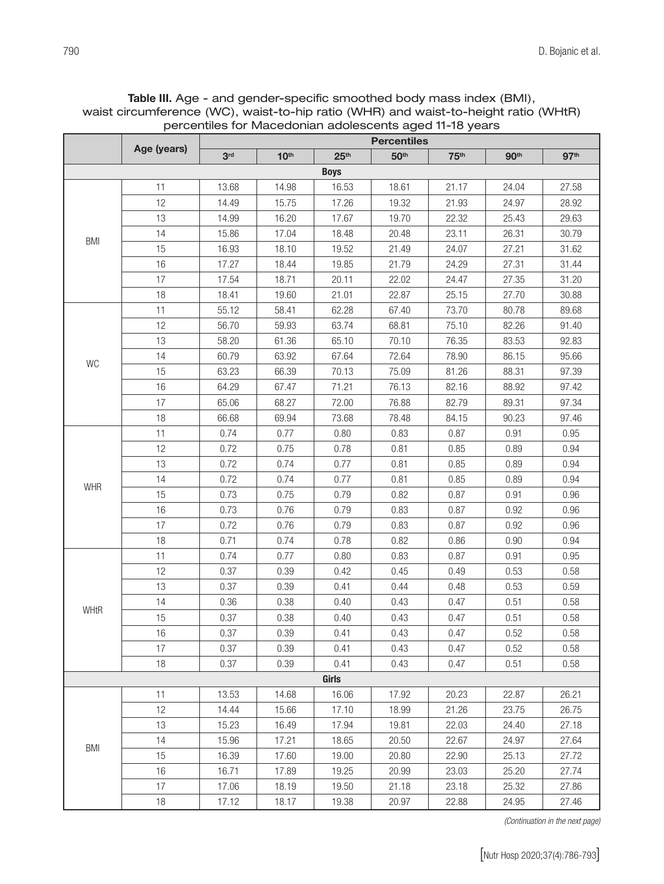**Table III.** Age - and gender-specific smoothed body mass index (BMI), waist circumference (WC), waist-to-hip ratio (WHR) and waist-to-height ratio (WHtR) percentiles for Macedonian adolescents aged 11-18 years

| | Age (years) | Percentiles | | | | | | |
|---|---|---|---|---|---|---|---|---|
| | | 3rd | 10th | 25th | 50th | 75th | 90th | 97th |
| **Boys** | | | | | | | | |
| BMI | 11 | 13.68 | 14.98 | 16.53 | 18.61 | 21.17 | 24.04 | 27.58 |
| | 12 | 14.49 | 15.75 | 17.26 | 19.32 | 21.93 | 24.97 | 28.92 |
| | 13 | 14.99 | 16.20 | 17.67 | 19.70 | 22.32 | 25.43 | 29.63 |
| | 14 | 15.86 | 17.04 | 18.48 | 20.48 | 23.11 | 26.31 | 30.79 |
| | 15 | 16.93 | 18.10 | 19.52 | 21.49 | 24.07 | 27.21 | 31.62 |
| | 16 | 17.27 | 18.44 | 19.85 | 21.79 | 24.29 | 27.31 | 31.44 |
| | 17 | 17.54 | 18.71 | 20.11 | 22.02 | 24.47 | 27.35 | 31.20 |
| | 18 | 18.41 | 19.60 | 21.01 | 22.87 | 25.15 | 27.70 | 30.88 |
| WC | 11 | 55.12 | 58.41 | 62.28 | 67.40 | 73.70 | 80.78 | 89.68 |
| | 12 | 56.70 | 59.93 | 63.74 | 68.81 | 75.10 | 82.26 | 91.40 |
| | 13 | 58.20 | 61.36 | 65.10 | 70.10 | 76.35 | 83.53 | 92.83 |
| | 14 | 60.79 | 63.92 | 67.64 | 72.64 | 78.90 | 86.15 | 95.66 |
| | 15 | 63.23 | 66.39 | 70.13 | 75.09 | 81.26 | 88.31 | 97.39 |
| | 16 | 64.29 | 67.47 | 71.21 | 76.13 | 82.16 | 88.92 | 97.42 |
| | 17 | 65.06 | 68.27 | 72.00 | 76.88 | 82.79 | 89.31 | 97.34 |
| | 18 | 66.68 | 69.94 | 73.68 | 78.48 | 84.15 | 90.23 | 97.46 |
| WHR | 11 | 0.74 | 0.77 | 0.80 | 0.83 | 0.87 | 0.91 | 0.95 |
| | 12 | 0.72 | 0.75 | 0.78 | 0.81 | 0.85 | 0.89 | 0.94 |
| | 13 | 0.72 | 0.74 | 0.77 | 0.81 | 0.85 | 0.89 | 0.94 |
| | 14 | 0.72 | 0.74 | 0.77 | 0.81 | 0.85 | 0.89 | 0.94 |
| | 15 | 0.73 | 0.75 | 0.79 | 0.82 | 0.87 | 0.91 | 0.96 |
| | 16 | 0.73 | 0.76 | 0.79 | 0.83 | 0.87 | 0.92 | 0.96 |
| | 17 | 0.72 | 0.76 | 0.79 | 0.83 | 0.87 | 0.92 | 0.96 |
| | 18 | 0.71 | 0.74 | 0.78 | 0.82 | 0.86 | 0.90 | 0.94 |
| WHtR | 11 | 0.74 | 0.77 | 0.80 | 0.83 | 0.87 | 0.91 | 0.95 |
| | 12 | 0.37 | 0.39 | 0.42 | 0.45 | 0.49 | 0.53 | 0.58 |
| | 13 | 0.37 | 0.39 | 0.41 | 0.44 | 0.48 | 0.53 | 0.59 |
| | 14 | 0.36 | 0.38 | 0.40 | 0.43 | 0.47 | 0.51 | 0.58 |
| | 15 | 0.37 | 0.38 | 0.40 | 0.43 | 0.47 | 0.51 | 0.58 |
| | 16 | 0.37 | 0.39 | 0.41 | 0.43 | 0.47 | 0.52 | 0.58 |
| | 17 | 0.37 | 0.39 | 0.41 | 0.43 | 0.47 | 0.52 | 0.58 |
| | 18 | 0.37 | 0.39 | 0.41 | 0.43 | 0.47 | 0.51 | 0.58 |
| **Girls** | | | | | | | | |
| BMI | 11 | 13.53 | 14.68 | 16.06 | 17.92 | 20.23 | 22.87 | 26.21 |
| | 12 | 14.44 | 15.66 | 17.10 | 18.99 | 21.26 | 23.75 | 26.75 |
| | 13 | 15.23 | 16.49 | 17.94 | 19.81 | 22.03 | 24.40 | 27.18 |
| | 14 | 15.96 | 17.21 | 18.65 | 20.50 | 22.67 | 24.97 | 27.64 |
| | 15 | 16.39 | 17.60 | 19.00 | 20.80 | 22.90 | 25.13 | 27.72 |
| | 16 | 16.71 | 17.89 | 19.25 | 20.99 | 23.03 | 25.20 | 27.74 |
| | 17 | 17.06 | 18.19 | 19.50 | 21.18 | 23.18 | 25.32 | 27.86 |
| | 18 | 17.12 | 18.17 | 19.38 | 20.97 | 22.88 | 24.95 | 27.46 |

*(Continuation in the next page)*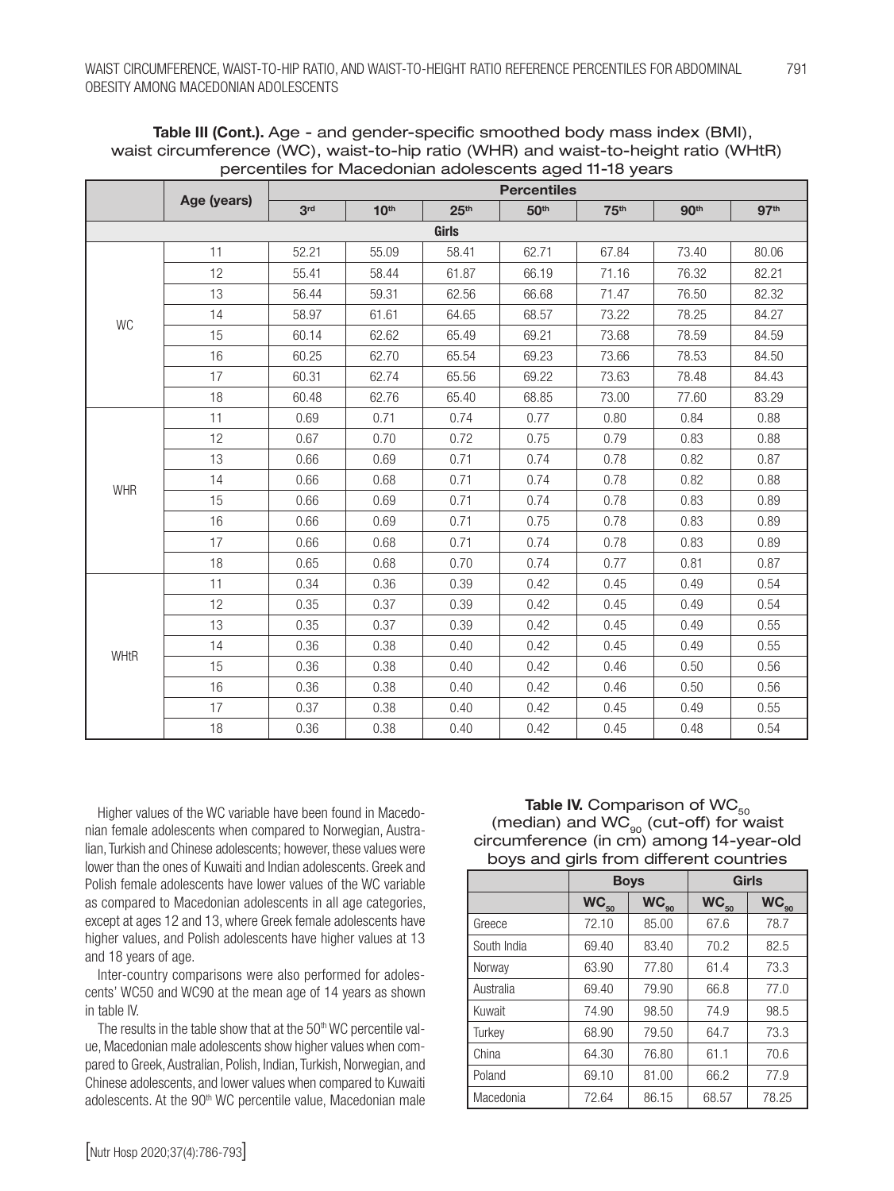**Table III (Cont.).** Age - and gender-specific smoothed body mass index (BMI), waist circumference (WC), waist-to-hip ratio (WHR) and waist-to-height ratio (WHtR) percentiles for Macedonian adolescents aged 11-18 years

| | Age (years) | Percentiles | | | | | | |
|---|---|---|---|---|---|---|---|---|
| | | 3rd | 10th | 25th | 50th | 75th | 90th | 97th |
| **Girls** | | | | | | | | |
| WC | 11 | 52.21 | 55.09 | 58.41 | 62.71 | 67.84 | 73.40 | 80.06 |
| | 12 | 55.41 | 58.44 | 61.87 | 66.19 | 71.16 | 76.32 | 82.21 |
| | 13 | 56.44 | 59.31 | 62.56 | 66.68 | 71.47 | 76.50 | 82.32 |
| | 14 | 58.97 | 61.61 | 64.65 | 68.57 | 73.22 | 78.25 | 84.27 |
| | 15 | 60.14 | 62.62 | 65.49 | 69.21 | 73.68 | 78.59 | 84.59 |
| | 16 | 60.25 | 62.70 | 65.54 | 69.23 | 73.66 | 78.53 | 84.50 |
| | 17 | 60.31 | 62.74 | 65.56 | 69.22 | 73.63 | 78.48 | 84.43 |
| | 18 | 60.48 | 62.76 | 65.40 | 68.85 | 73.00 | 77.60 | 83.29 |
| WHR | 11 | 0.69 | 0.71 | 0.74 | 0.77 | 0.80 | 0.84 | 0.88 |
| | 12 | 0.67 | 0.70 | 0.72 | 0.75 | 0.79 | 0.83 | 0.88 |
| | 13 | 0.66 | 0.69 | 0.71 | 0.74 | 0.78 | 0.82 | 0.87 |
| | 14 | 0.66 | 0.68 | 0.71 | 0.74 | 0.78 | 0.82 | 0.88 |
| | 15 | 0.66 | 0.69 | 0.71 | 0.74 | 0.78 | 0.83 | 0.89 |
| | 16 | 0.66 | 0.69 | 0.71 | 0.75 | 0.78 | 0.83 | 0.89 |
| | 17 | 0.66 | 0.68 | 0.71 | 0.74 | 0.78 | 0.83 | 0.89 |
| | 18 | 0.65 | 0.68 | 0.70 | 0.74 | 0.77 | 0.81 | 0.87 |
| WHtR | 11 | 0.34 | 0.36 | 0.39 | 0.42 | 0.45 | 0.49 | 0.54 |
| | 12 | 0.35 | 0.37 | 0.39 | 0.42 | 0.45 | 0.49 | 0.54 |
| | 13 | 0.35 | 0.37 | 0.39 | 0.42 | 0.45 | 0.49 | 0.55 |
| | 14 | 0.36 | 0.38 | 0.40 | 0.42 | 0.45 | 0.49 | 0.55 |
| | 15 | 0.36 | 0.38 | 0.40 | 0.42 | 0.46 | 0.50 | 0.56 |
| | 16 | 0.36 | 0.38 | 0.40 | 0.42 | 0.46 | 0.50 | 0.56 |
| | 17 | 0.37 | 0.38 | 0.40 | 0.42 | 0.45 | 0.49 | 0.55 |
| | 18 | 0.36 | 0.38 | 0.40 | 0.42 | 0.45 | 0.48 | 0.54 |

Higher values of the WC variable have been found in Macedonian female adolescents when compared to Norwegian, Australian, Turkish and Chinese adolescents; however, these values were lower than the ones of Kuwaiti and Indian adolescents. Greek and Polish female adolescents have lower values of the WC variable as compared to Macedonian adolescents in all age categories, except at ages 12 and 13, where Greek female adolescents have higher values, and Polish adolescents have higher values at 13 and 18 years of age.

Inter-country comparisons were also performed for adolescents' WC50 and WC90 at the mean age of 14 years as shown in table IV.

The results in the table show that at the 50th WC percentile value, Macedonian male adolescents show higher values when compared to Greek, Australian, Polish, Indian, Turkish, Norwegian, and Chinese adolescents, and lower values when compared to Kuwaiti adolescents. At the 90th WC percentile value, Macedonian male

**Table IV.** Comparison of $WC_{50}$ (median) and $WC_{90}$ (cut-off) for waist circumference (in cm) among 14-year-old boys and girls from different countries

| | Boys | | Girls | |
|---|---|---|---|---|
| | $WC_{50}$ | $WC_{90}$ | $WC_{50}$ | $WC_{90}$ |
| Greece | 72.10 | 85.00 | 67.6 | 78.7 |
| South India | 69.40 | 83.40 | 70.2 | 82.5 |
| Norway | 63.90 | 77.80 | 61.4 | 73.3 |
| Australia | 69.40 | 79.90 | 66.8 | 77.0 |
| Kuwait | 74.90 | 98.50 | 74.9 | 98.5 |
| Turkey | 68.90 | 79.50 | 64.7 | 73.3 |
| China | 64.30 | 76.80 | 61.1 | 70.6 |
| Poland | 69.10 | 81.00 | 66.2 | 77.9 |
| Macedonia | 72.64 | 86.15 | 68.57 | 78.25 |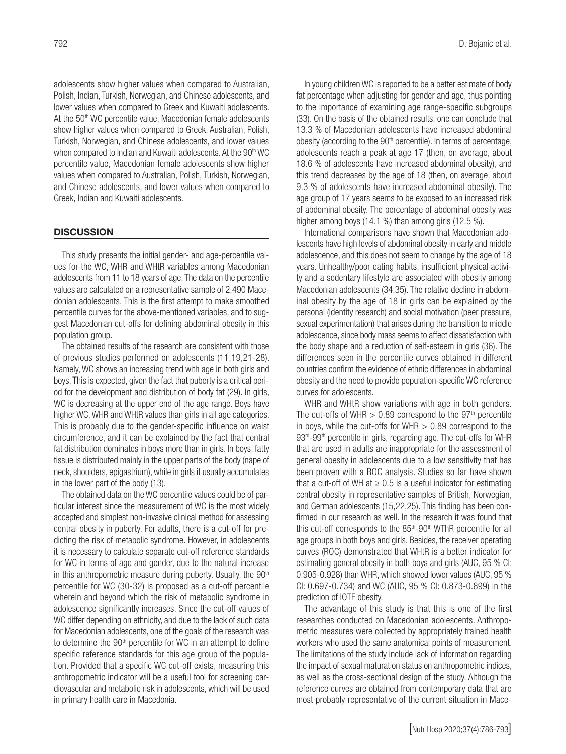adolescents show higher values when compared to Australian, Polish, Indian, Turkish, Norwegian, and Chinese adolescents, and lower values when compared to Greek and Kuwaiti adolescents. At the 50th WC percentile value, Macedonian female adolescents show higher values when compared to Greek, Australian, Polish, Turkish, Norwegian, and Chinese adolescents, and lower values when compared to Indian and Kuwaiti adolescents. At the 90th WC percentile value, Macedonian female adolescents show higher values when compared to Australian, Polish, Turkish, Norwegian, and Chinese adolescents, and lower values when compared to Greek, Indian and Kuwaiti adolescents.

## DISCUSSION

This study presents the initial gender- and age-percentile values for the WC, WHR and WHtR variables among Macedonian adolescents from 11 to 18 years of age. The data on the percentile values are calculated on a representative sample of 2,490 Macedonian adolescents. This is the first attempt to make smoothed percentile curves for the above-mentioned variables, and to suggest Macedonian cut-offs for defining abdominal obesity in this population group.

The obtained results of the research are consistent with those of previous studies performed on adolescents (11,19,21-28). Namely, WC shows an increasing trend with age in both girls and boys. This is expected, given the fact that puberty is a critical period for the development and distribution of body fat (29). In girls, WC is decreasing at the upper end of the age range. Boys have higher WC, WHR and WHtR values than girls in all age categories. This is probably due to the gender-specific influence on waist circumference, and it can be explained by the fact that central fat distribution dominates in boys more than in girls. In boys, fatty tissue is distributed mainly in the upper parts of the body (nape of neck, shoulders, epigastrium), while in girls it usually accumulates in the lower part of the body (13).

The obtained data on the WC percentile values could be of particular interest since the measurement of WC is the most widely accepted and simplest non-invasive clinical method for assessing central obesity in puberty. For adults, there is a cut-off for predicting the risk of metabolic syndrome. However, in adolescents it is necessary to calculate separate cut-off reference standards for WC in terms of age and gender, due to the natural increase in this anthropometric measure during puberty. Usually, the 90th percentile for WC (30-32) is proposed as a cut-off percentile wherein and beyond which the risk of metabolic syndrome in adolescence significantly increases. Since the cut-off values of WC differ depending on ethnicity, and due to the lack of such data for Macedonian adolescents, one of the goals of the research was to determine the 90th percentile for WC in an attempt to define specific reference standards for this age group of the population. Provided that a specific WC cut-off exists, measuring this anthropometric indicator will be a useful tool for screening cardiovascular and metabolic risk in adolescents, which will be used in primary health care in Macedonia.

In young children WC is reported to be a better estimate of body fat percentage when adjusting for gender and age, thus pointing to the importance of examining age range-specific subgroups (33). On the basis of the obtained results, one can conclude that 13.3 % of Macedonian adolescents have increased abdominal obesity (according to the 90th percentile). In terms of percentage, adolescents reach a peak at age 17 (then, on average, about 18.6 % of adolescents have increased abdominal obesity), and this trend decreases by the age of 18 (then, on average, about 9.3 % of adolescents have increased abdominal obesity). The age group of 17 years seems to be exposed to an increased risk of abdominal obesity. The percentage of abdominal obesity was higher among boys (14.1 %) than among girls (12.5 %).

International comparisons have shown that Macedonian adolescents have high levels of abdominal obesity in early and middle adolescence, and this does not seem to change by the age of 18 years. Unhealthy/poor eating habits, insufficient physical activity and a sedentary lifestyle are associated with obesity among Macedonian adolescents (34,35). The relative decline in abdominal obesity by the age of 18 in girls can be explained by the personal (identity research) and social motivation (peer pressure, sexual experimentation) that arises during the transition to middle adolescence, since body mass seems to affect dissatisfaction with the body shape and a reduction of self-esteem in girls (36). The differences seen in the percentile curves obtained in different countries confirm the evidence of ethnic differences in abdominal obesity and the need to provide population-specific WC reference curves for adolescents.

WHR and WHtR show variations with age in both genders. The cut-offs of WHR > 0.89 correspond to the 97th percentile in boys, while the cut-offs for WHR > 0.89 correspond to the 93rd-99th percentile in girls, regarding age. The cut-offs for WHR that are used in adults are inappropriate for the assessment of general obesity in adolescents due to a low sensitivity that has been proven with a ROC analysis. Studies so far have shown that a cut-off of WH at ≥ 0.5 is a useful indicator for estimating central obesity in representative samples of British, Norwegian, and German adolescents (15,22,25). This finding has been confirmed in our research as well. In the research it was found that this cut-off corresponds to the 85th-90th WThR percentile for all age groups in both boys and girls. Besides, the receiver operating curves (ROC) demonstrated that WHtR is a better indicator for estimating general obesity in both boys and girls (AUC, 95 % CI: 0.905-0.928) than WHR, which showed lower values (AUC, 95 % CI: 0.697-0.734) and WC (AUC, 95 % CI: 0.873-0.899) in the prediction of IOTF obesity.

The advantage of this study is that this is one of the first researches conducted on Macedonian adolescents. Anthropometric measures were collected by appropriately trained health workers who used the same anatomical points of measurement. The limitations of the study include lack of information regarding the impact of sexual maturation status on anthropometric indices, as well as the cross-sectional design of the study. Although the reference curves are obtained from contemporary data that are most probably representative of the current situation in Mace-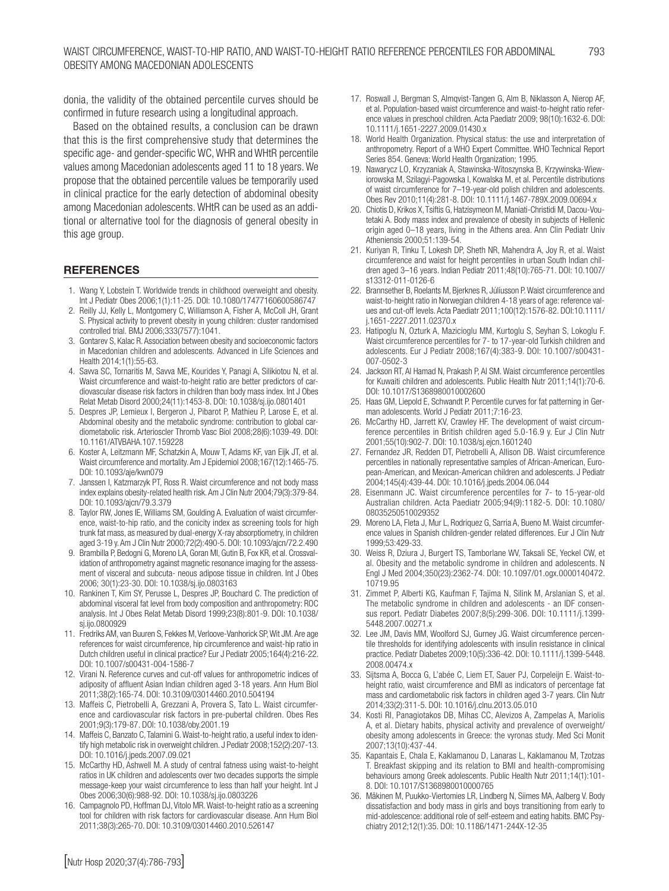donia, the validity of the obtained percentile curves should be confirmed in future research using a longitudinal approach.

Based on the obtained results, a conclusion can be drawn that this is the first comprehensive study that determines the specific age- and gender-specific WC, WHR and WHtR percentile values among Macedonian adolescents aged 11 to 18 years. We propose that the obtained percentile values be temporarily used in clinical practice for the early detection of abdominal obesity among Macedonian adolescents. WHtR can be used as an additional or alternative tool for the diagnosis of general obesity in this age group.

## REFERENCES

1. Wang Y, Lobstein T. Worldwide trends in childhood overweight and obesity. Int J Pediatr Obes 2006;1(1):11-25. DOI: 10.1080/17477160600586747
2. Reilly JJ, Kelly L, Montgomery C, Williamson A, Fisher A, McColl JH, Grant S. Physical activity to prevent obesity in young children: cluster randomised controlled trial. BMJ 2006;333(7577):1041.
3. Gontarev S, Kalac R. Association between obesity and socioeconomic factors in Macedonian children and adolescents. Advanced in Life Sciences and Health 2014;1(1):55-63.
4. Savva SC, Tornaritis M, Savva ME, Kourides Y, Panagi A, Silikiotou N, et al. Waist circumference and waist-to-height ratio are better predictors of cardiovascular disease risk factors in children than body mass index. Int J Obes Relat Metab Disord 2000;24(11):1453-8. DOI: 10.1038/sj.ijo.0801401
5. Despres JP, Lemieux I, Bergeron J, Pibarot P, Mathieu P, Larose E, et al. Abdominal obesity and the metabolic syndrome: contribution to global cardiometabolic risk. Arterioscler Thromb Vasc Biol 2008;28(6):1039-49. DOI: 10.1161/ATVBAHA.107.159228
6. Koster A, Leitzmann MF, Schatzkin A, Mouw T, Adams KF, van Eijk JT, et al. Waist circumference and mortality. Am J Epidemiol 2008;167(12):1465-75. DOI: 10.1093/aje/kwn079
7. Janssen I, Katzmarzyk PT, Ross R. Waist circumference and not body mass index explains obesity-related health risk. Am J Clin Nutr 2004;79(3):379-84. DOI: 10.1093/ajcn/79.3.379
8. Taylor RW, Jones IE, Williams SM, Goulding A. Evaluation of waist circumference, waist-to-hip ratio, and the conicity index as screening tools for high trunk fat mass, as measured by dual-energy X-ray absorptiometry, in children aged 3-19 y. Am J Clin Nutr 2000;72(2):490-5. DOI: 10.1093/ajcn/72.2.490
9. Brambilla P, Bedogni G, Moreno LA, Goran MI, Gutin B, Fox KR, et al. Crossvalidation of anthropometry against magnetic resonance imaging for the assessment of visceral and subcuta- neous adipose tissue in children. Int J Obes 2006; 30(1):23-30. DOI: 10.1038/sj.ijo.0803163
10. Rankinen T, Kim SY, Perusse L, Despres JP, Bouchard C. The prediction of abdominal visceral fat level from body composition and anthropometry: ROC analysis. Int J Obes Relat Metab Disord 1999;23(8):801-9. DOI: 10.1038/sj.ijo.0800929
11. Fredriks AM, van Buuren S, Fekkes M, Verloove-Vanhorick SP, Wit JM. Are age references for waist circumference, hip circumference and waist-hip ratio in Dutch children useful in clinical practice? Eur J Pediatr 2005;164(4):216-22. DOI: 10.1007/s00431-004-1586-7
12. Virani N. Reference curves and cut-off values for anthropometric indices of adiposity of affluent Asian Indian children aged 3-18 years. Ann Hum Biol 2011;38(2):165-74. DOI: 10.3109/03014460.2010.504194
13. Maffeis C, Pietrobelli A, Grezzani A, Provera S, Tato L. Waist circumference and cardiovascular risk factors in pre-pubertal children. Obes Res 2001;9(3):179-87. DOI: 10.1038/oby.2001.19
14. Maffeis C, Banzato C, Talamini G. Waist-to-height ratio, a useful index to identify high metabolic risk in overweight children. J Pediatr 2008;152(2):207-13. DOI: 10.1016/j.jpeds.2007.09.021
15. McCarthy HD, Ashwell M. A study of central fatness using waist-to-height ratios in UK children and adolescents over two decades supports the simple message-keep your waist circumference to less than half your height. Int J Obes 2006;30(6):988-92. DOI: 10.1038/sj.ijo.0803226
16. Campagnolo PD, Hoffman DJ, Vitolo MR. Waist-to-height ratio as a screening tool for children with risk factors for cardiovascular disease. Ann Hum Biol 2011;38(3):265-70. DOI: 10.3109/03014460.2010.526147
17. Roswall J, Bergman S, Almqvist-Tangen G, Alm B, Niklasson A, Nierop AF, et al. Population-based waist circumference and waist-to-height ratio reference values in preschool children. Acta Paediatr 2009; 98(10):1632-6. DOI: 10.1111/j.1651-2227.2009.01430.x
18. World Health Organization. Physical status: the use and interpretation of anthropometry. Report of a WHO Expert Committee. WHO Technical Report Series 854. Geneva: World Health Organization; 1995.
19. Nawarycz LO, Krzyzaniak A, Stawinska-Witoszynska B, Krzywinska-Wiewiorowska M, Szilagyi-Pagowska I, Kowalska M, et al. Percentile distributions of waist circumference for 7–19-year-old polish children and adolescents. Obes Rev 2010;11(4):281-8. DOI: 10.1111/j.1467-789X.2009.00694.x
20. Chiotis D, Krikos X, Tsiftis G, Hatzisymeon M, Maniati-Christidi M, Dacou-Voutetaki A. Body mass index and prevalence of obesity in subjects of Hellenic origin aged 0–18 years, living in the Athens area. Ann Clin Pediatr Univ Atheniensis 2000;51:139-54.
21. Kuriyan R, Tinku T, Lokesh DP, Sheth NR, Mahendra A, Joy R, et al. Waist circumference and waist for height percentiles in urban South Indian children aged 3–16 years. Indian Pediatr 2011;48(10):765-71. DOI: 10.1007/s13312-011-0126-6
22. Brannsether B, Roelants M, Bjerknes R, Júlíusson P. Waist circumference and waist-to-height ratio in Norwegian children 4-18 years of age: reference values and cut-off levels. Acta Paediatr 2011;100(12):1576-82. DOI:10.1111/j.1651-2227.2011.02370.x
23. Hatipoglu N, Ozturk A, Mazicioglu MM, Kurtoglu S, Seyhan S, Lokoglu F. Waist circumference percentiles for 7- to 17-year-old Turkish children and adolescents. Eur J Pediatr 2008;167(4):383-9. DOI: 10.1007/s00431-007-0502-3
24. Jackson RT, Al Hamad N, Prakash P, Al SM. Waist circumference percentiles for Kuwaiti children and adolescents. Public Health Nutr 2011;14(1):70-6. DOI: 10.1017/S1368980010002600
25. Haas GM, Liepold E, Schwandt P. Percentile curves for fat patterning in German adolescents. World J Pediatr 2011;7:16-23.
26. McCarthy HD, Jarrett KV, Crawley HF. The development of waist circumference percentiles in British children aged 5.0-16.9 y. Eur J Clin Nutr 2001;55(10):902-7. DOI: 10.1038/sj.ejcn.1601240
27. Fernandez JR, Redden DT, Pietrobelli A, Allison DB. Waist circumference percentiles in nationally representative samples of African-American, European-American, and Mexican-American children and adolescents. J Pediatr 2004;145(4):439-44. DOI: 10.1016/j.jpeds.2004.06.044
28. Eisenmann JC. Waist circumference percentiles for 7- to 15-year-old Australian children. Acta Paediatr 2005;94(9):1182-5. DOI: 10.1080/08035250510029352
29. Moreno LA, Fleta J, Mur L, Rodriquez G, Sarria A, Bueno M. Waist circumference values in Spanish children-gender related differences. Eur J Clin Nutr 1999;53:429-33.
30. Weiss R, Dziura J, Burgert TS, Tamborlane WV, Taksali SE, Yeckel CW, et al. Obesity and the metabolic syndrome in children and adolescents. N Engl J Med 2004;350(23):2362-74. DOI: 10.1097/01.ogx.0000140472.10719.95
31. Zimmet P, Alberti KG, Kaufman F, Tajima N, Silink M, Arslanian S, et al. The metabolic syndrome in children and adolescents - an IDF consensus report. Pediatr Diabetes 2007;8(5):299-306. DOI: 10.1111/j.1399-5448.2007.00271.x
32. Lee JM, Davis MM, Woolford SJ, Gurney JG. Waist circumference percentile thresholds for identifying adolescents with insulin resistance in clinical practice. Pediatr Diabetes 2009;10(5):336-42. DOI: 10.1111/j.1399-5448.2008.00474.x
33. Sijtsma A, Bocca G, L'abée C, Liem ET, Sauer PJ, Corpeleijn E. Waist-to-height ratio, waist circumference and BMI as indicators of percentage fat mass and cardiometabolic risk factors in children aged 3-7 years. Clin Nutr 2014;33(2):311-5. DOI: 10.1016/j.clnu.2013.05.010
34. Kosti RI, Panagiotakos DB, Mihas CC, Alevizos A, Zampelas A, Mariolis A, et al. Dietary habits, physical activity and prevalence of overweight/obesity among adolescents in Greece: the vyronas study. Med Sci Monit 2007;13(10):437-44.
35. Kapantais E, Chala E, Kaklamanou D, Lanaras L, Kaklamanou M, Tzotzas T. Breakfast skipping and its relation to BMI and health-compromising behaviours among Greek adolescents. Public Health Nutr 2011;14(1):101-8. DOI: 10.1017/S1368980010000765
36. Mäkinen M, Puukko-Viertomies LR, Lindberg N, Siimes MA, Aalberg V. Body dissatisfaction and body mass in girls and boys transitioning from early to mid-adolescence: additional role of self-esteem and eating habits. BMC Psychiatry 2012;12(1):35. DOI: 10.1186/1471-244X-12-35